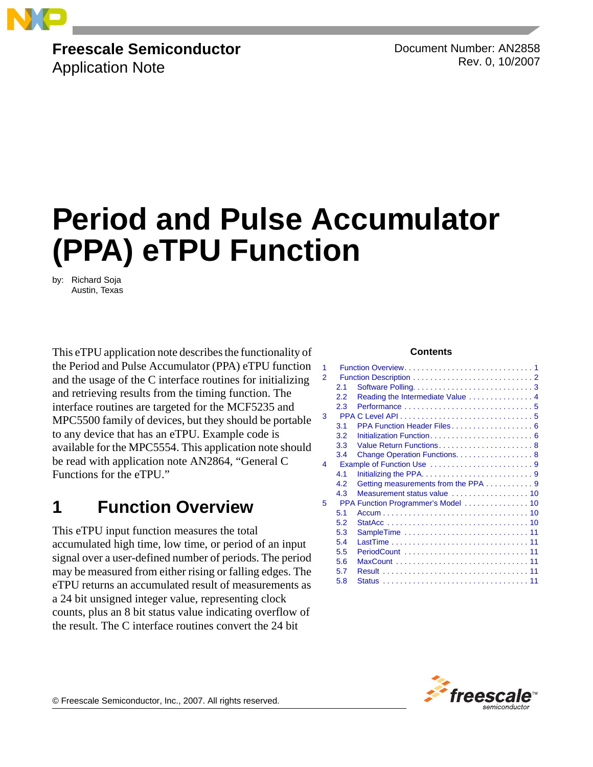Freescale Semiconductor
Application Note

Document Number: AN2858
Rev. 0, 10/2007

# Period and Pulse Accumulator (PPA) eTPU Function

by: Richard Soja
Austin, Texas

This eTPU application note describes the functionality of the Period and Pulse Accumulator (PPA) eTPU function and the usage of the C interface routines for initializing and retrieving results from the timing function. The interface routines are targeted for the MCF5235 and MPC5500 family of devices, but they should be portable to any device that has an eTPU. Example code is available for the MPC5554. This application note should be read with application note AN2864, "General C Functions for the eTPU."

**Contents**

1 Function Overview . . . 1
2 Function Description . . . 2
  2.1 Software Polling . . . 3
  2.2 Reading the Intermediate Value . . . 4
  2.3 Performance . . . 5
3 PPA C Level API . . . 5
  3.1 PPA Function Header Files . . . 6
  3.2 Initialization Function . . . 6
  3.3 Value Return Functions . . . 8
  3.4 Change Operation Functions . . . 8
4 Example of Function Use . . . 9
  4.1 Initializing the PPA . . . 9
  4.2 Getting measurements from the PPA . . . 9
  4.3 Measurement status value . . . 10
5 PPA Function Programmer's Model . . . 10
  5.1 Accum . . . 10
  5.2 StatAcc . . . 10
  5.3 SampleTime . . . 11
  5.4 LastTime . . . 11
  5.5 PeriodCount . . . 11
  5.6 MaxCount . . . 11
  5.7 Result . . . 11
  5.8 Status . . . 11

## 1 Function Overview

This eTPU input function measures the total accumulated high time, low time, or period of an input signal over a user-defined number of periods. The period may be measured from either rising or falling edges. The eTPU returns an accumulated result of measurements as a 24 bit unsigned integer value, representing clock counts, plus an 8 bit status value indicating overflow of the result. The C interface routines convert the 24 bit

© Freescale Semiconductor, Inc., 2007. All rights reserved.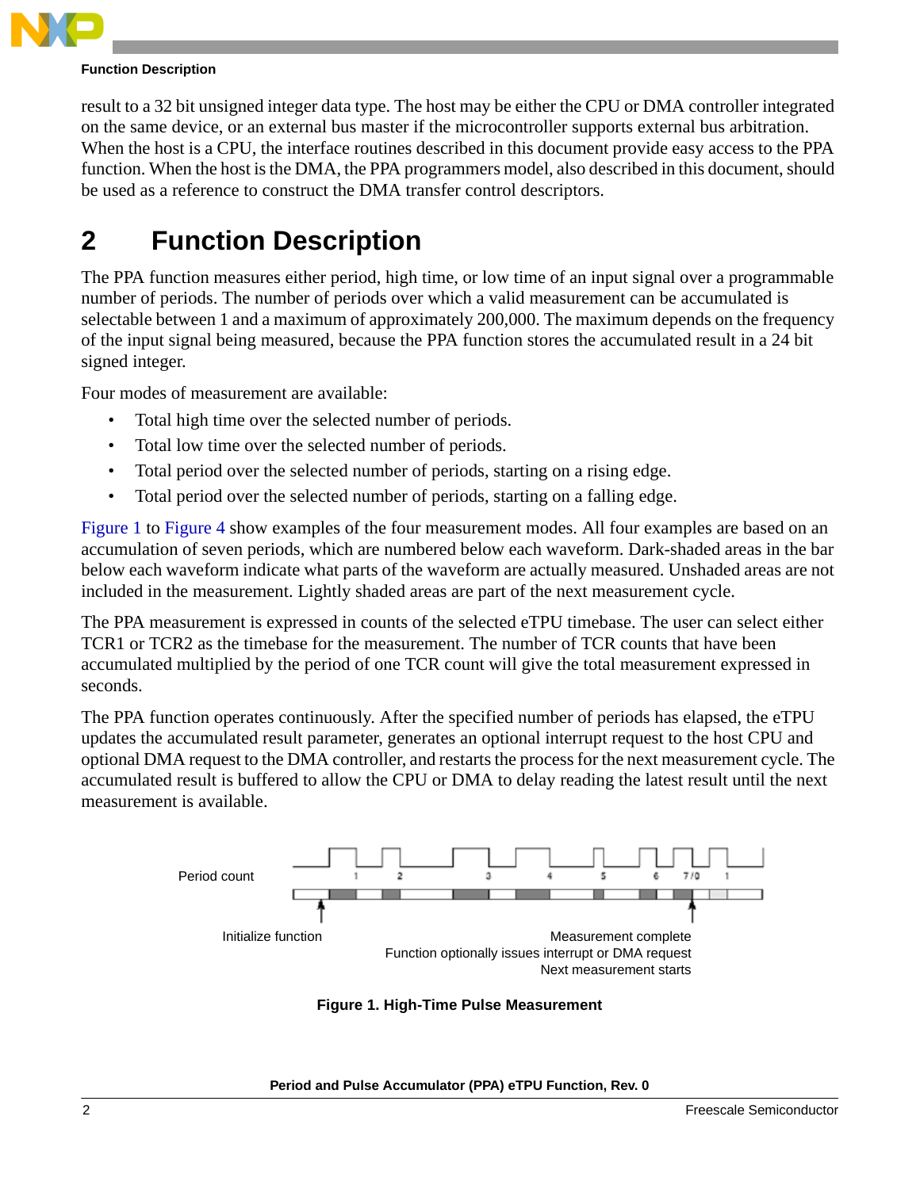result to a 32 bit unsigned integer data type. The host may be either the CPU or DMA controller integrated on the same device, or an external bus master if the microcontroller supports external bus arbitration. When the host is a CPU, the interface routines described in this document provide easy access to the PPA function. When the host is the DMA, the PPA programmers model, also described in this document, should be used as a reference to construct the DMA transfer control descriptors.

# 2 Function Description

The PPA function measures either period, high time, or low time of an input signal over a programmable number of periods. The number of periods over which a valid measurement can be accumulated is selectable between 1 and a maximum of approximately 200,000. The maximum depends on the frequency of the input signal being measured, because the PPA function stores the accumulated result in a 24 bit signed integer.

Four modes of measurement are available:

- Total high time over the selected number of periods.
- Total low time over the selected number of periods.
- Total period over the selected number of periods, starting on a rising edge.
- Total period over the selected number of periods, starting on a falling edge.

Figure 1 to Figure 4 show examples of the four measurement modes. All four examples are based on an accumulation of seven periods, which are numbered below each waveform. Dark-shaded areas in the bar below each waveform indicate what parts of the waveform are actually measured. Unshaded areas are not included in the measurement. Lightly shaded areas are part of the next measurement cycle.

The PPA measurement is expressed in counts of the selected eTPU timebase. The user can select either TCR1 or TCR2 as the timebase for the measurement. The number of TCR counts that have been accumulated multiplied by the period of one TCR count will give the total measurement expressed in seconds.

The PPA function operates continuously. After the specified number of periods has elapsed, the eTPU updates the accumulated result parameter, generates an optional interrupt request to the host CPU and optional DMA request to the DMA controller, and restarts the process for the next measurement cycle. The accumulated result is buffered to allow the CPU or DMA to delay reading the latest result until the next measurement is available.

Period count

1 2 3 4 5 6 7/0 1

Initialize function

Measurement complete
Function optionally issues interrupt or DMA request
Next measurement starts

**Figure 1. High-Time Pulse Measurement**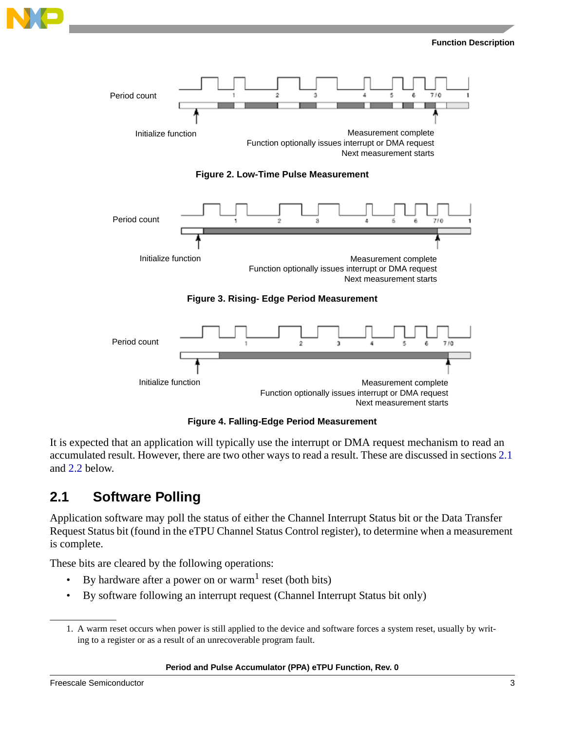Period count

Initialize function

Measurement complete
Function optionally issues interrupt or DMA request
Next measurement starts

**Figure 2. Low-Time Pulse Measurement**

Period count

Initialize function

Measurement complete
Function optionally issues interrupt or DMA request
Next measurement starts

**Figure 3. Rising- Edge Period Measurement**

Period count

Initialize function

Measurement complete
Function optionally issues interrupt or DMA request
Next measurement starts

**Figure 4. Falling-Edge Period Measurement**

It is expected that an application will typically use the interrupt or DMA request mechanism to read an accumulated result. However, there are two other ways to read a result. These are discussed in sections 2.1 and 2.2 below.

## 2.1 Software Polling

Application software may poll the status of either the Channel Interrupt Status bit or the Data Transfer Request Status bit (found in the eTPU Channel Status Control register), to determine when a measurement is complete.

These bits are cleared by the following operations:

- By hardware after a power on or warm[1] reset (both bits)
- By software following an interrupt request (Channel Interrupt Status bit only)

1. A warm reset occurs when power is still applied to the device and software forces a system reset, usually by writing to a register or as a result of an unrecoverable program fault.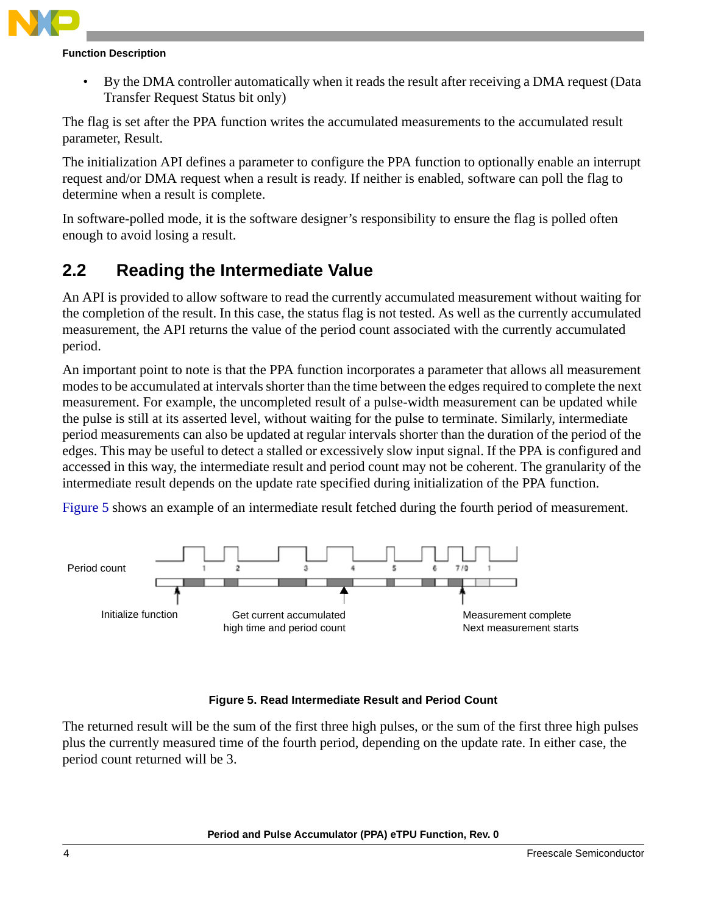- By the DMA controller automatically when it reads the result after receiving a DMA request (Data Transfer Request Status bit only)

The flag is set after the PPA function writes the accumulated measurements to the accumulated result parameter, Result.

The initialization API defines a parameter to configure the PPA function to optionally enable an interrupt request and/or DMA request when a result is ready. If neither is enabled, software can poll the flag to determine when a result is complete.

In software-polled mode, it is the software designer's responsibility to ensure the flag is polled often enough to avoid losing a result.

## 2.2 Reading the Intermediate Value

An API is provided to allow software to read the currently accumulated measurement without waiting for the completion of the result. In this case, the status flag is not tested. As well as the currently accumulated measurement, the API returns the value of the period count associated with the currently accumulated period.

An important point to note is that the PPA function incorporates a parameter that allows all measurement modes to be accumulated at intervals shorter than the time between the edges required to complete the next measurement. For example, the uncompleted result of a pulse-width measurement can be updated while the pulse is still at its asserted level, without waiting for the pulse to terminate. Similarly, intermediate period measurements can also be updated at regular intervals shorter than the duration of the period of the edges. This may be useful to detect a stalled or excessively slow input signal. If the PPA is configured and accessed in this way, the intermediate result and period count may not be coherent. The granularity of the intermediate result depends on the update rate specified during initialization of the PPA function.

Figure 5 shows an example of an intermediate result fetched during the fourth period of measurement.

Period count 1 2 3 4 5 6 7/0 1

Initialize function — Get current accumulated high time and period count — Measurement complete Next measurement starts

**Figure 5. Read Intermediate Result and Period Count**

The returned result will be the sum of the first three high pulses, or the sum of the first three high pulses plus the currently measured time of the fourth period, depending on the update rate. In either case, the period count returned will be 3.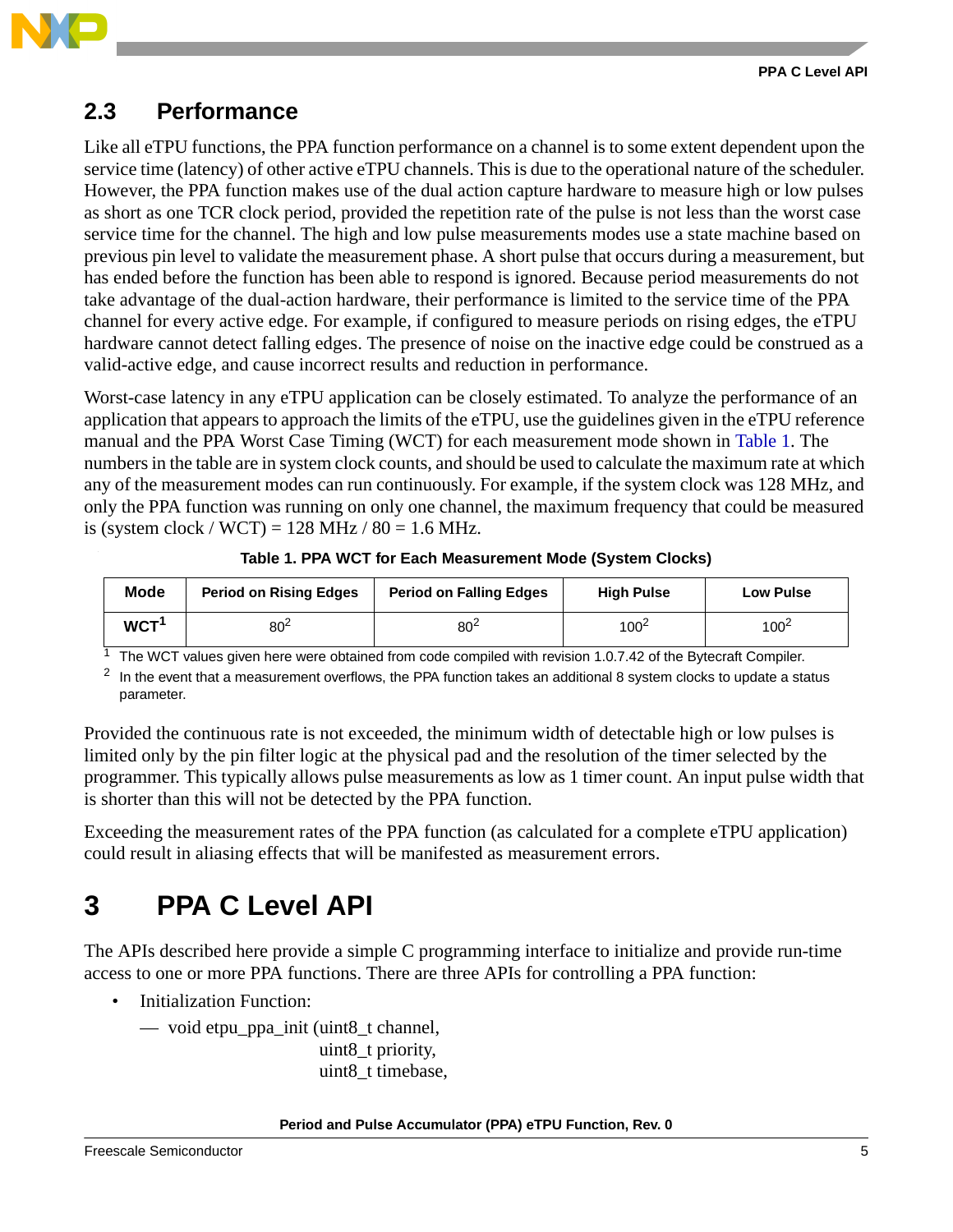## 2.3 Performance

Like all eTPU functions, the PPA function performance on a channel is to some extent dependent upon the service time (latency) of other active eTPU channels. This is due to the operational nature of the scheduler. However, the PPA function makes use of the dual action capture hardware to measure high or low pulses as short as one TCR clock period, provided the repetition rate of the pulse is not less than the worst case service time for the channel. The high and low pulse measurements modes use a state machine based on previous pin level to validate the measurement phase. A short pulse that occurs during a measurement, but has ended before the function has been able to respond is ignored. Because period measurements do not take advantage of the dual-action hardware, their performance is limited to the service time of the PPA channel for every active edge. For example, if configured to measure periods on rising edges, the eTPU hardware cannot detect falling edges. The presence of noise on the inactive edge could be construed as a valid-active edge, and cause incorrect results and reduction in performance.

Worst-case latency in any eTPU application can be closely estimated. To analyze the performance of an application that appears to approach the limits of the eTPU, use the guidelines given in the eTPU reference manual and the PPA Worst Case Timing (WCT) for each measurement mode shown in Table 1. The numbers in the table are in system clock counts, and should be used to calculate the maximum rate at which any of the measurement modes can run continuously. For example, if the system clock was 128 MHz, and only the PPA function was running on only one channel, the maximum frequency that could be measured is (system clock / WCT) = 128 MHz / 80 = 1.6 MHz.

**Table 1. PPA WCT for Each Measurement Mode (System Clocks)**

| Mode | Period on Rising Edges | Period on Falling Edges | High Pulse | Low Pulse |
|---|---|---|---|---|
| WCT[1] | 80[2] | 80[2] | 100[2] | 100[2] |

[1] The WCT values given here were obtained from code compiled with revision 1.0.7.42 of the Bytecraft Compiler.

[2] In the event that a measurement overflows, the PPA function takes an additional 8 system clocks to update a status parameter.

Provided the continuous rate is not exceeded, the minimum width of detectable high or low pulses is limited only by the pin filter logic at the physical pad and the resolution of the timer selected by the programmer. This typically allows pulse measurements as low as 1 timer count. An input pulse width that is shorter than this will not be detected by the PPA function.

Exceeding the measurement rates of the PPA function (as calculated for a complete eTPU application) could result in aliasing effects that will be manifested as measurement errors.

# 3 PPA C Level API

The APIs described here provide a simple C programming interface to initialize and provide run-time access to one or more PPA functions. There are three APIs for controlling a PPA function:

- Initialization Function:
  - void etpu_ppa_init (uint8_t channel,
    uint8_t priority,
    uint8_t timebase,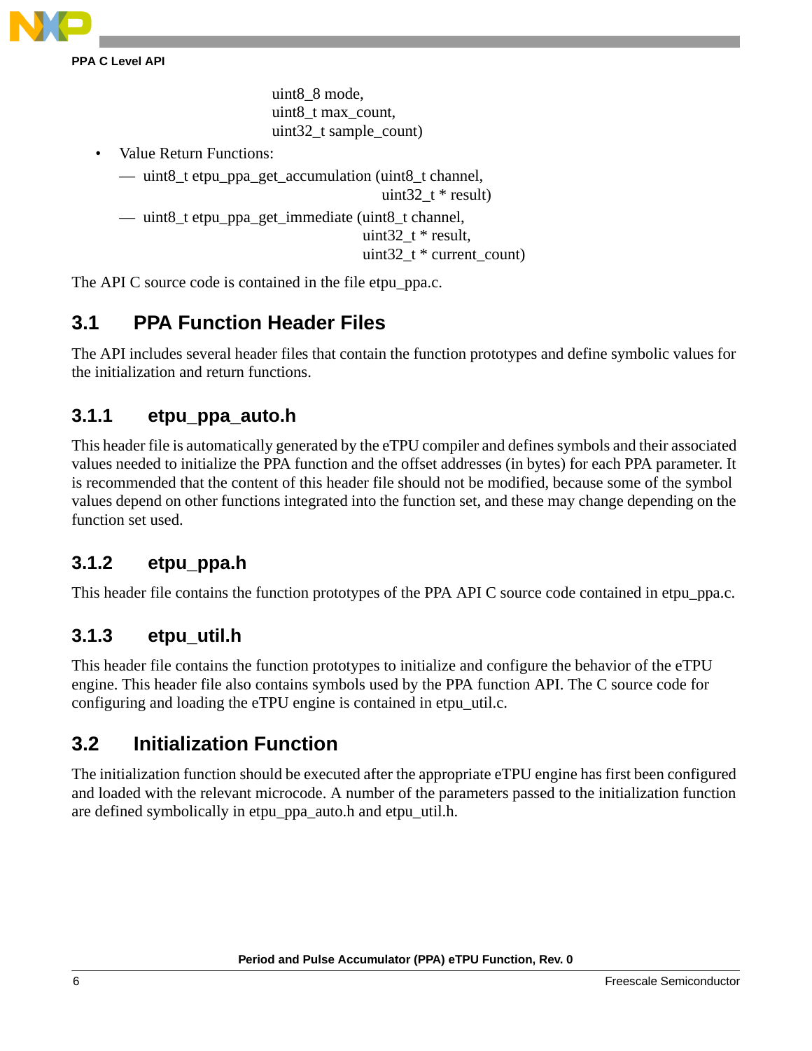uint8_8 mode,
uint8_t max_count,
uint32_t sample_count)

- Value Return Functions:
  - uint8_t etpu_ppa_get_accumulation (uint8_t channel,
    uint32_t * result)
  - uint8_t etpu_ppa_get_immediate (uint8_t channel,
    uint32_t * result,
    uint32_t * current_count)

The API C source code is contained in the file etpu_ppa.c.

## 3.1 PPA Function Header Files

The API includes several header files that contain the function prototypes and define symbolic values for the initialization and return functions.

### 3.1.1 etpu_ppa_auto.h

This header file is automatically generated by the eTPU compiler and defines symbols and their associated values needed to initialize the PPA function and the offset addresses (in bytes) for each PPA parameter. It is recommended that the content of this header file should not be modified, because some of the symbol values depend on other functions integrated into the function set, and these may change depending on the function set used.

### 3.1.2 etpu_ppa.h

This header file contains the function prototypes of the PPA API C source code contained in etpu_ppa.c.

### 3.1.3 etpu_util.h

This header file contains the function prototypes to initialize and configure the behavior of the eTPU engine. This header file also contains symbols used by the PPA function API. The C source code for configuring and loading the eTPU engine is contained in etpu_util.c.

## 3.2 Initialization Function

The initialization function should be executed after the appropriate eTPU engine has first been configured and loaded with the relevant microcode. A number of the parameters passed to the initialization function are defined symbolically in etpu_ppa_auto.h and etpu_util.h.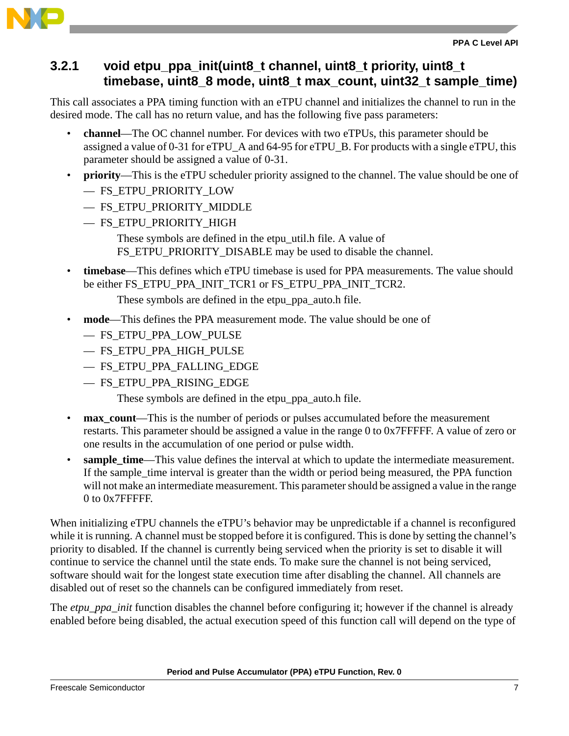### 3.2.1 void etpu_ppa_init(uint8_t channel, uint8_t priority, uint8_t timebase, uint8_8 mode, uint8_t max_count, uint32_t sample_time)

This call associates a PPA timing function with an eTPU channel and initializes the channel to run in the desired mode. The call has no return value, and has the following five pass parameters:

- **channel**—The OC channel number. For devices with two eTPUs, this parameter should be assigned a value of 0-31 for eTPU_A and 64-95 for eTPU_B. For products with a single eTPU, this parameter should be assigned a value of 0-31.
- **priority**—This is the eTPU scheduler priority assigned to the channel. The value should be one of
  - — FS_ETPU_PRIORITY_LOW
  - — FS_ETPU_PRIORITY_MIDDLE
  - — FS_ETPU_PRIORITY_HIGH

  These symbols are defined in the etpu_util.h file. A value of FS_ETPU_PRIORITY_DISABLE may be used to disable the channel.
- **timebase**—This defines which eTPU timebase is used for PPA measurements. The value should be either FS_ETPU_PPA_INIT_TCR1 or FS_ETPU_PPA_INIT_TCR2.

  These symbols are defined in the etpu_ppa_auto.h file.
- **mode**—This defines the PPA measurement mode. The value should be one of
  - — FS_ETPU_PPA_LOW_PULSE
  - — FS_ETPU_PPA_HIGH_PULSE
  - — FS_ETPU_PPA_FALLING_EDGE
  - — FS_ETPU_PPA_RISING_EDGE

  These symbols are defined in the etpu_ppa_auto.h file.
- **max_count**—This is the number of periods or pulses accumulated before the measurement restarts. This parameter should be assigned a value in the range 0 to 0x7FFFFF. A value of zero or one results in the accumulation of one period or pulse width.
- **sample_time**—This value defines the interval at which to update the intermediate measurement. If the sample_time interval is greater than the width or period being measured, the PPA function will not make an intermediate measurement. This parameter should be assigned a value in the range 0 to 0x7FFFFF.

When initializing eTPU channels the eTPU's behavior may be unpredictable if a channel is reconfigured while it is running. A channel must be stopped before it is configured. This is done by setting the channel's priority to disabled. If the channel is currently being serviced when the priority is set to disable it will continue to service the channel until the state ends. To make sure the channel is not being serviced, software should wait for the longest state execution time after disabling the channel. All channels are disabled out of reset so the channels can be configured immediately from reset.

The *etpu_ppa_init* function disables the channel before configuring it; however if the channel is already enabled before being disabled, the actual execution speed of this function call will depend on the type of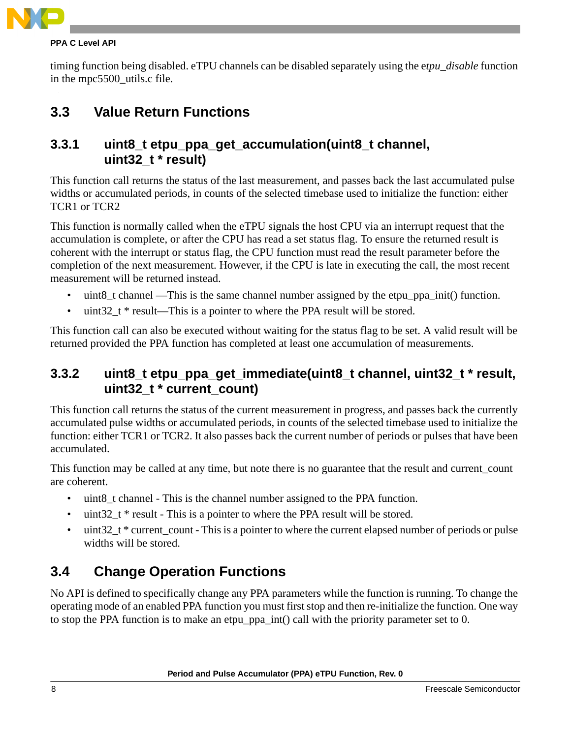timing function being disabled. eTPU channels can be disabled separately using the e*tpu_disable* function in the mpc5500_utils.c file.

## 3.3 Value Return Functions

### 3.3.1 uint8_t etpu_ppa_get_accumulation(uint8_t channel, uint32_t * result)

This function call returns the status of the last measurement, and passes back the last accumulated pulse widths or accumulated periods, in counts of the selected timebase used to initialize the function: either TCR1 or TCR2

This function is normally called when the eTPU signals the host CPU via an interrupt request that the accumulation is complete, or after the CPU has read a set status flag. To ensure the returned result is coherent with the interrupt or status flag, the CPU function must read the result parameter before the completion of the next measurement. However, if the CPU is late in executing the call, the most recent measurement will be returned instead.

- uint8_t channel —This is the same channel number assigned by the etpu_ppa_init() function.
- uint32_t * result—This is a pointer to where the PPA result will be stored.

This function call can also be executed without waiting for the status flag to be set. A valid result will be returned provided the PPA function has completed at least one accumulation of measurements.

### 3.3.2 uint8_t etpu_ppa_get_immediate(uint8_t channel, uint32_t * result, uint32_t * current_count)

This function call returns the status of the current measurement in progress, and passes back the currently accumulated pulse widths or accumulated periods, in counts of the selected timebase used to initialize the function: either TCR1 or TCR2. It also passes back the current number of periods or pulses that have been accumulated.

This function may be called at any time, but note there is no guarantee that the result and current_count are coherent.

- uint8_t channel - This is the channel number assigned to the PPA function.
- uint32_t * result - This is a pointer to where the PPA result will be stored.
- uint32_t * current_count - This is a pointer to where the current elapsed number of periods or pulse widths will be stored.

## 3.4 Change Operation Functions

No API is defined to specifically change any PPA parameters while the function is running. To change the operating mode of an enabled PPA function you must first stop and then re-initialize the function. One way to stop the PPA function is to make an etpu_ppa_int() call with the priority parameter set to 0.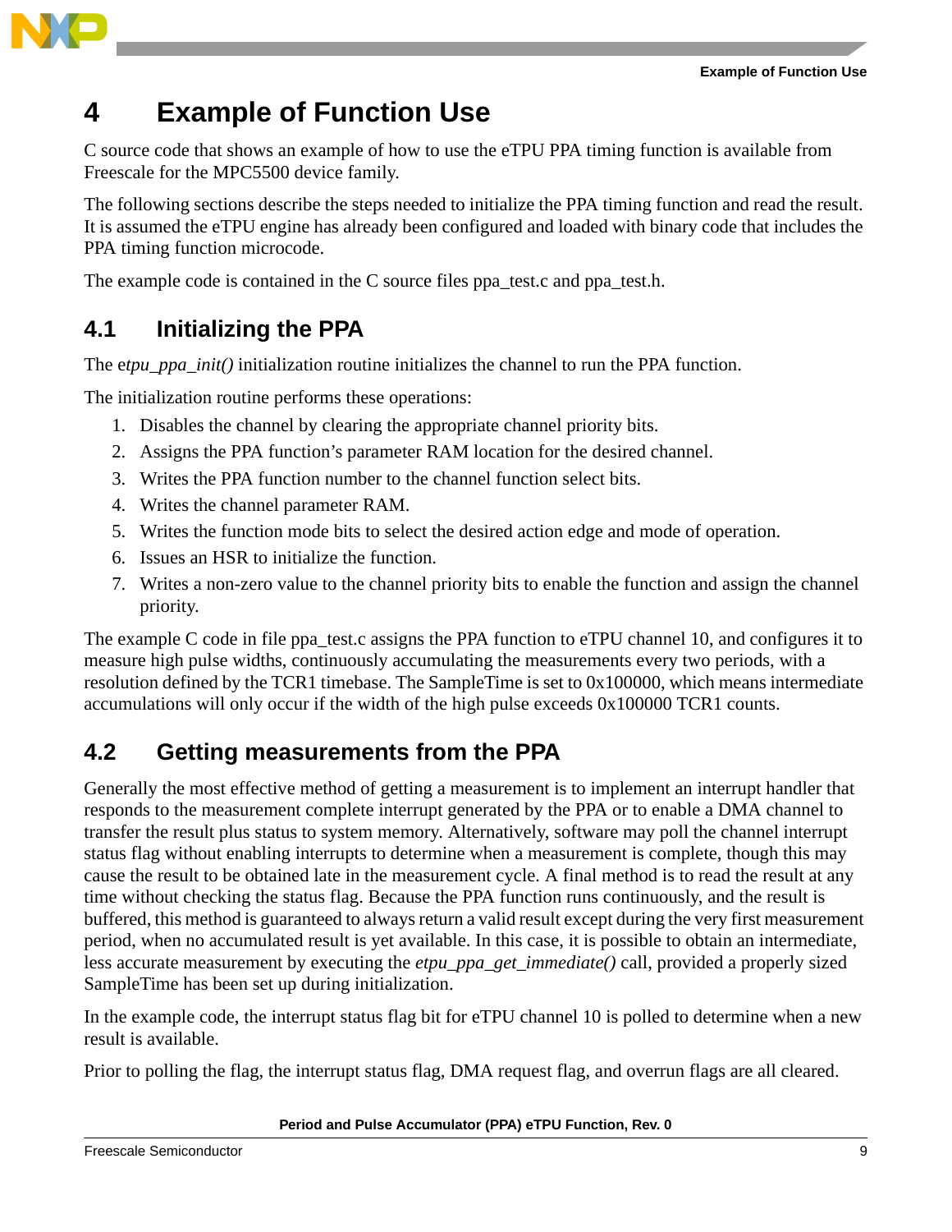# 4 Example of Function Use

C source code that shows an example of how to use the eTPU PPA timing function is available from Freescale for the MPC5500 device family.

The following sections describe the steps needed to initialize the PPA timing function and read the result. It is assumed the eTPU engine has already been configured and loaded with binary code that includes the PPA timing function microcode.

The example code is contained in the C source files ppa_test.c and ppa_test.h.

## 4.1 Initializing the PPA

The e*tpu_ppa_init()* initialization routine initializes the channel to run the PPA function.

The initialization routine performs these operations:

1. Disables the channel by clearing the appropriate channel priority bits.
2. Assigns the PPA function's parameter RAM location for the desired channel.
3. Writes the PPA function number to the channel function select bits.
4. Writes the channel parameter RAM.
5. Writes the function mode bits to select the desired action edge and mode of operation.
6. Issues an HSR to initialize the function.
7. Writes a non-zero value to the channel priority bits to enable the function and assign the channel priority.

The example C code in file ppa_test.c assigns the PPA function to eTPU channel 10, and configures it to measure high pulse widths, continuously accumulating the measurements every two periods, with a resolution defined by the TCR1 timebase. The SampleTime is set to 0x100000, which means intermediate accumulations will only occur if the width of the high pulse exceeds 0x100000 TCR1 counts.

## 4.2 Getting measurements from the PPA

Generally the most effective method of getting a measurement is to implement an interrupt handler that responds to the measurement complete interrupt generated by the PPA or to enable a DMA channel to transfer the result plus status to system memory. Alternatively, software may poll the channel interrupt status flag without enabling interrupts to determine when a measurement is complete, though this may cause the result to be obtained late in the measurement cycle. A final method is to read the result at any time without checking the status flag. Because the PPA function runs continuously, and the result is buffered, this method is guaranteed to always return a valid result except during the very first measurement period, when no accumulated result is yet available. In this case, it is possible to obtain an intermediate, less accurate measurement by executing the *etpu_ppa_get_immediate()* call, provided a properly sized SampleTime has been set up during initialization.

In the example code, the interrupt status flag bit for eTPU channel 10 is polled to determine when a new result is available.

Prior to polling the flag, the interrupt status flag, DMA request flag, and overrun flags are all cleared.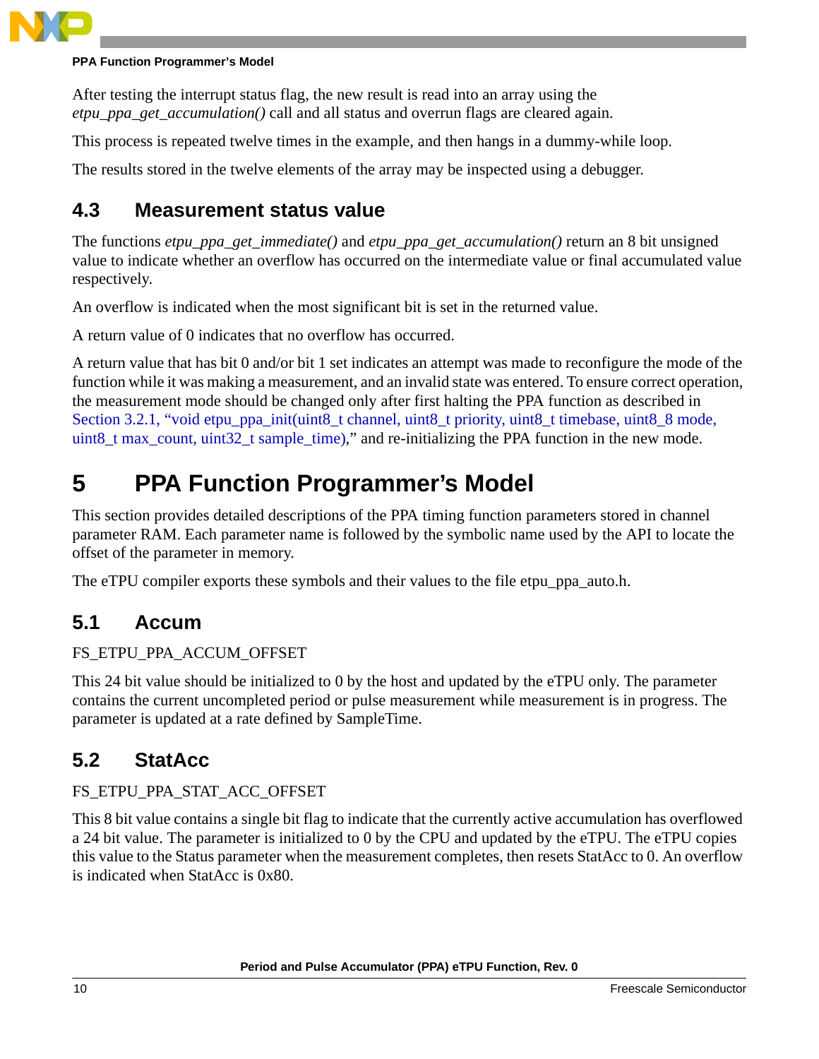After testing the interrupt status flag, the new result is read into an array using the *etpu_ppa_get_accumulation()* call and all status and overrun flags are cleared again.

This process is repeated twelve times in the example, and then hangs in a dummy-while loop.

The results stored in the twelve elements of the array may be inspected using a debugger.

## 4.3 Measurement status value

The functions *etpu_ppa_get_immediate()* and *etpu_ppa_get_accumulation()* return an 8 bit unsigned value to indicate whether an overflow has occurred on the intermediate value or final accumulated value respectively.

An overflow is indicated when the most significant bit is set in the returned value.

A return value of 0 indicates that no overflow has occurred.

A return value that has bit 0 and/or bit 1 set indicates an attempt was made to reconfigure the mode of the function while it was making a measurement, and an invalid state was entered. To ensure correct operation, the measurement mode should be changed only after first halting the PPA function as described in Section 3.2.1, "void etpu_ppa_init(uint8_t channel, uint8_t priority, uint8_t timebase, uint8_8 mode, uint8_t max_count, uint32_t sample_time)," and re-initializing the PPA function in the new mode.

# 5 PPA Function Programmer's Model

This section provides detailed descriptions of the PPA timing function parameters stored in channel parameter RAM. Each parameter name is followed by the symbolic name used by the API to locate the offset of the parameter in memory.

The eTPU compiler exports these symbols and their values to the file etpu_ppa_auto.h.

## 5.1 Accum

FS_ETPU_PPA_ACCUM_OFFSET

This 24 bit value should be initialized to 0 by the host and updated by the eTPU only. The parameter contains the current uncompleted period or pulse measurement while measurement is in progress. The parameter is updated at a rate defined by SampleTime.

## 5.2 StatAcc

FS_ETPU_PPA_STAT_ACC_OFFSET

This 8 bit value contains a single bit flag to indicate that the currently active accumulation has overflowed a 24 bit value. The parameter is initialized to 0 by the CPU and updated by the eTPU. The eTPU copies this value to the Status parameter when the measurement completes, then resets StatAcc to 0. An overflow is indicated when StatAcc is 0x80.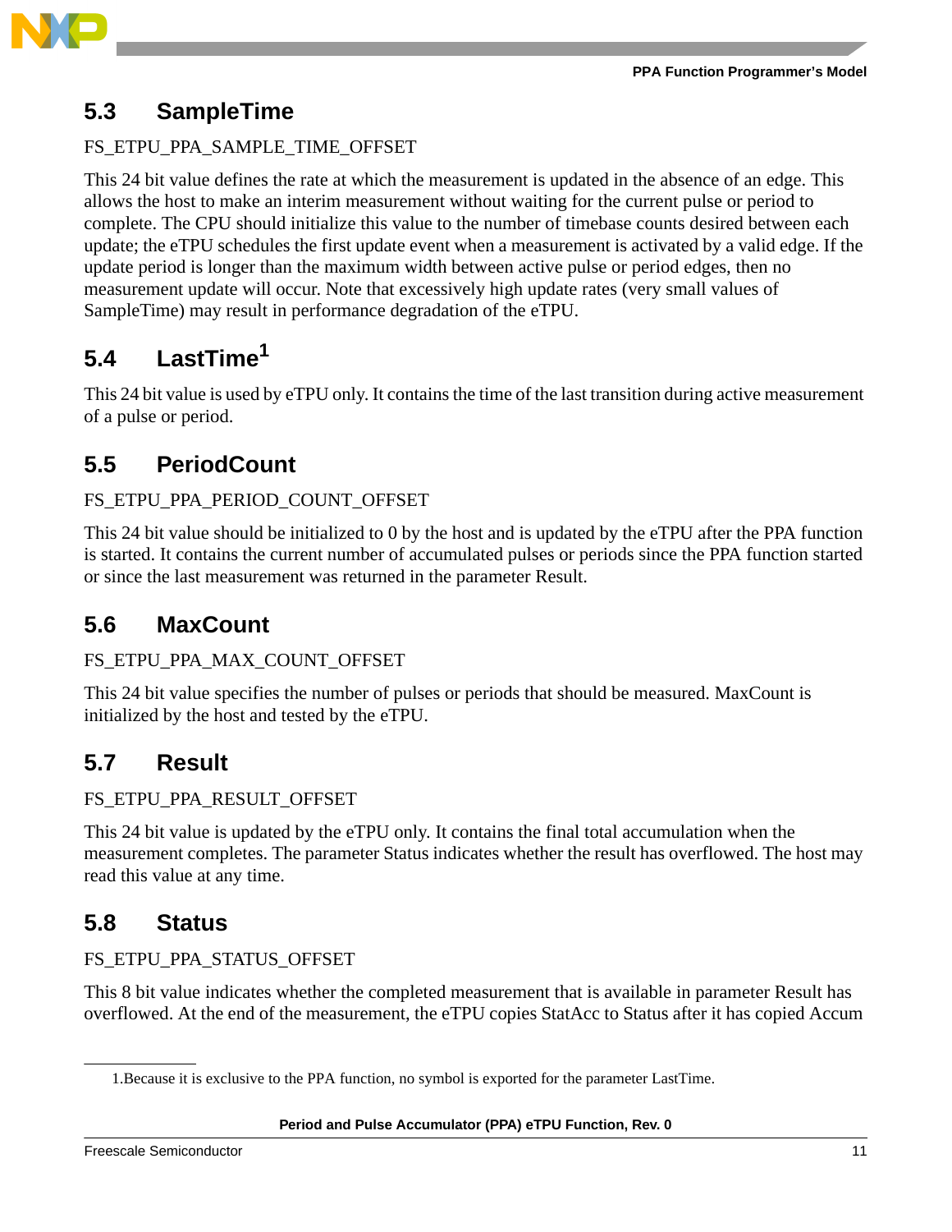## 5.3 SampleTime

FS_ETPU_PPA_SAMPLE_TIME_OFFSET

This 24 bit value defines the rate at which the measurement is updated in the absence of an edge. This allows the host to make an interim measurement without waiting for the current pulse or period to complete. The CPU should initialize this value to the number of timebase counts desired between each update; the eTPU schedules the first update event when a measurement is activated by a valid edge. If the update period is longer than the maximum width between active pulse or period edges, then no measurement update will occur. Note that excessively high update rates (very small values of SampleTime) may result in performance degradation of the eTPU.

## 5.4 LastTime[1]

This 24 bit value is used by eTPU only. It contains the time of the last transition during active measurement of a pulse or period.

## 5.5 PeriodCount

FS_ETPU_PPA_PERIOD_COUNT_OFFSET

This 24 bit value should be initialized to 0 by the host and is updated by the eTPU after the PPA function is started. It contains the current number of accumulated pulses or periods since the PPA function started or since the last measurement was returned in the parameter Result.

## 5.6 MaxCount

FS_ETPU_PPA_MAX_COUNT_OFFSET

This 24 bit value specifies the number of pulses or periods that should be measured. MaxCount is initialized by the host and tested by the eTPU.

## 5.7 Result

FS_ETPU_PPA_RESULT_OFFSET

This 24 bit value is updated by the eTPU only. It contains the final total accumulation when the measurement completes. The parameter Status indicates whether the result has overflowed. The host may read this value at any time.

## 5.8 Status

FS_ETPU_PPA_STATUS_OFFSET

This 8 bit value indicates whether the completed measurement that is available in parameter Result has overflowed. At the end of the measurement, the eTPU copies StatAcc to Status after it has copied Accum

1.Because it is exclusive to the PPA function, no symbol is exported for the parameter LastTime.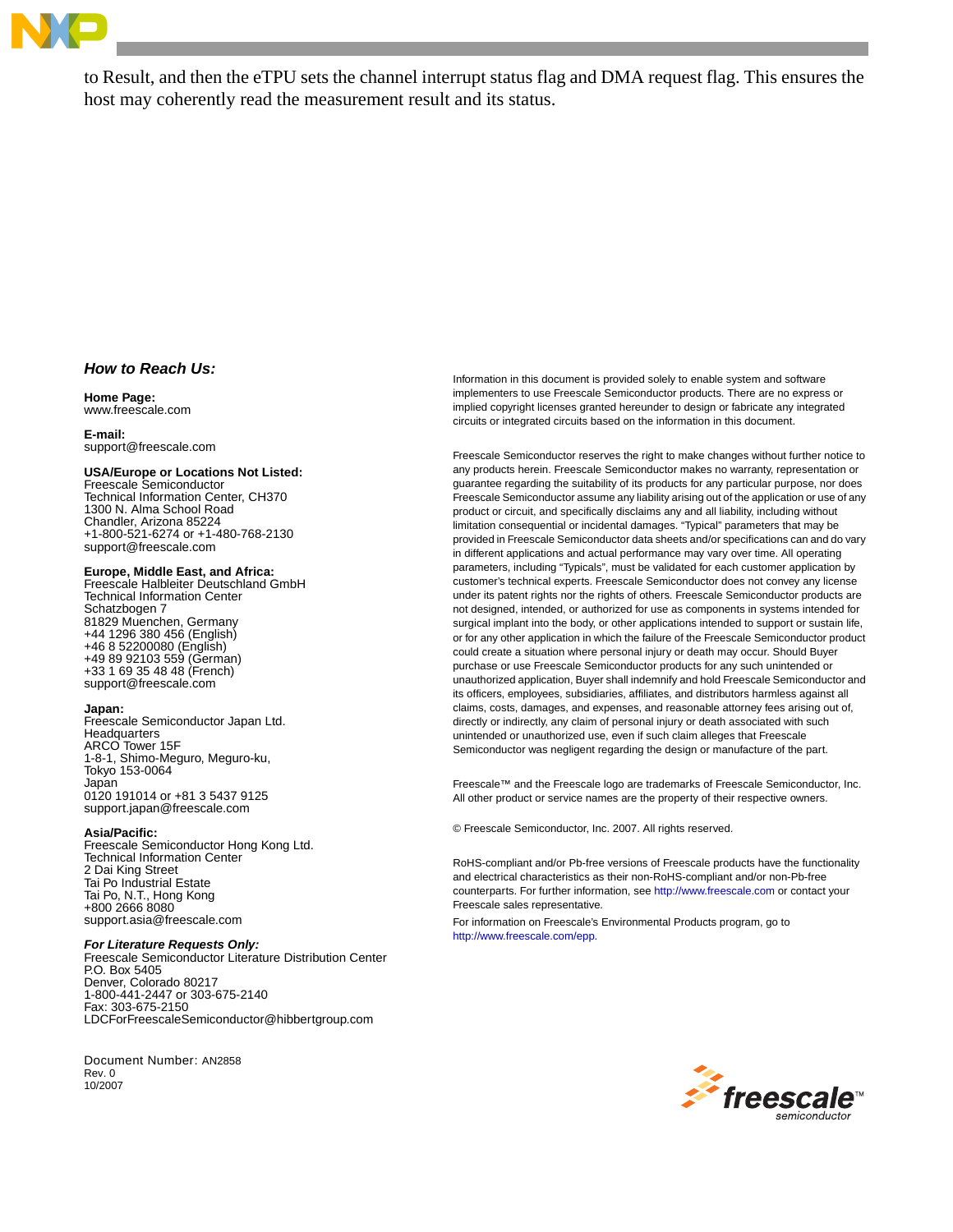to Result, and then the eTPU sets the channel interrupt status flag and DMA request flag. This ensures the host may coherently read the measurement result and its status.

***How to Reach Us:***

**Home Page:**
www.freescale.com

**E-mail:**
support@freescale.com

**USA/Europe or Locations Not Listed:**
Freescale Semiconductor
Technical Information Center, CH370
1300 N. Alma School Road
Chandler, Arizona 85224
+1-800-521-6274 or +1-480-768-2130
support@freescale.com

**Europe, Middle East, and Africa:**
Freescale Halbleiter Deutschland GmbH
Technical Information Center
Schatzbogen 7
81829 Muenchen, Germany
+44 1296 380 456 (English)
+46 8 52200080 (English)
+49 89 92103 559 (German)
+33 1 69 35 48 48 (French)
support@freescale.com

**Japan:**
Freescale Semiconductor Japan Ltd.
Headquarters
ARCO Tower 15F
1-8-1, Shimo-Meguro, Meguro-ku,
Tokyo 153-0064
Japan
0120 191014 or +81 3 5437 9125
support.japan@freescale.com

**Asia/Pacific:**
Freescale Semiconductor Hong Kong Ltd.
Technical Information Center
2 Dai King Street
Tai Po Industrial Estate
Tai Po, N.T., Hong Kong
+800 2666 8080
support.asia@freescale.com

***For Literature Requests Only:***
Freescale Semiconductor Literature Distribution Center
P.O. Box 5405
Denver, Colorado 80217
1-800-441-2447 or 303-675-2140
Fax: 303-675-2150
LDCForFreescaleSemiconductor@hibbertgroup.com

Information in this document is provided solely to enable system and software implementers to use Freescale Semiconductor products. There are no express or implied copyright licenses granted hereunder to design or fabricate any integrated circuits or integrated circuits based on the information in this document.

Freescale Semiconductor reserves the right to make changes without further notice to any products herein. Freescale Semiconductor makes no warranty, representation or guarantee regarding the suitability of its products for any particular purpose, nor does Freescale Semiconductor assume any liability arising out of the application or use of any product or circuit, and specifically disclaims any and all liability, including without limitation consequential or incidental damages. "Typical" parameters that may be provided in Freescale Semiconductor data sheets and/or specifications can and do vary in different applications and actual performance may vary over time. All operating parameters, including "Typicals", must be validated for each customer application by customer's technical experts. Freescale Semiconductor does not convey any license under its patent rights nor the rights of others. Freescale Semiconductor products are not designed, intended, or authorized for use as components in systems intended for surgical implant into the body, or other applications intended to support or sustain life, or for any other application in which the failure of the Freescale Semiconductor product could create a situation where personal injury or death may occur. Should Buyer purchase or use Freescale Semiconductor products for any such unintended or unauthorized application, Buyer shall indemnify and hold Freescale Semiconductor and its officers, employees, subsidiaries, affiliates, and distributors harmless against all claims, costs, damages, and expenses, and reasonable attorney fees arising out of, directly or indirectly, any claim of personal injury or death associated with such unintended or unauthorized use, even if such claim alleges that Freescale Semiconductor was negligent regarding the design or manufacture of the part.

Freescale™ and the Freescale logo are trademarks of Freescale Semiconductor, Inc. All other product or service names are the property of their respective owners.

© Freescale Semiconductor, Inc. 2007. All rights reserved.

RoHS-compliant and/or Pb-free versions of Freescale products have the functionality and electrical characteristics as their non-RoHS-compliant and/or non-Pb-free counterparts. For further information, see http://www.freescale.com or contact your Freescale sales representative.

For information on Freescale's Environmental Products program, go to http://www.freescale.com/epp.

Document Number: AN2858
Rev. 0
10/2007